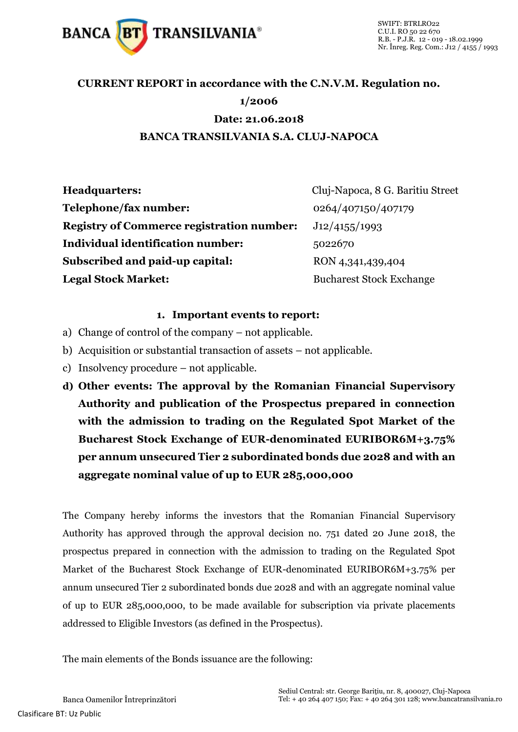**CURRENT REPORT in accordance with the C.N.V.M. Regulation no. 1/2006**

**Date: 21.06.2018**

**BANCA TRANSILVANIA S.A. CLUJ-NAPOCA**

| | |
|---|---|
| **Headquarters:** | Cluj-Napoca, 8 G. Baritiu Street |
| **Telephone/fax number:** | 0264/407150/407179 |
| **Registry of Commerce registration number:** | J12/4155/1993 |
| **Individual identification number:** | 5022670 |
| **Subscribed and paid-up capital:** | RON 4,341,439,404 |
| **Legal Stock Market:** | Bucharest Stock Exchange |

1. **Important events to report:**

a) Change of control of the company – not applicable.

b) Acquisition or substantial transaction of assets – not applicable.

c) Insolvency procedure – not applicable.

d) **Other events: The approval by the Romanian Financial Supervisory Authority and publication of the Prospectus prepared in connection with the admission to trading on the Regulated Spot Market of the Bucharest Stock Exchange of EUR-denominated EURIBOR6M+3.75% per annum unsecured Tier 2 subordinated bonds due 2028 and with an aggregate nominal value of up to EUR 285,000,000**

The Company hereby informs the investors that the Romanian Financial Supervisory Authority has approved through the approval decision no. 751 dated 20 June 2018, the prospectus prepared in connection with the admission to trading on the Regulated Spot Market of the Bucharest Stock Exchange of EUR-denominated EURIBOR6M+3.75% per annum unsecured Tier 2 subordinated bonds due 2028 and with an aggregate nominal value of up to EUR 285,000,000, to be made available for subscription via private placements addressed to Eligible Investors (as defined in the Prospectus).

The main elements of the Bonds issuance are the following: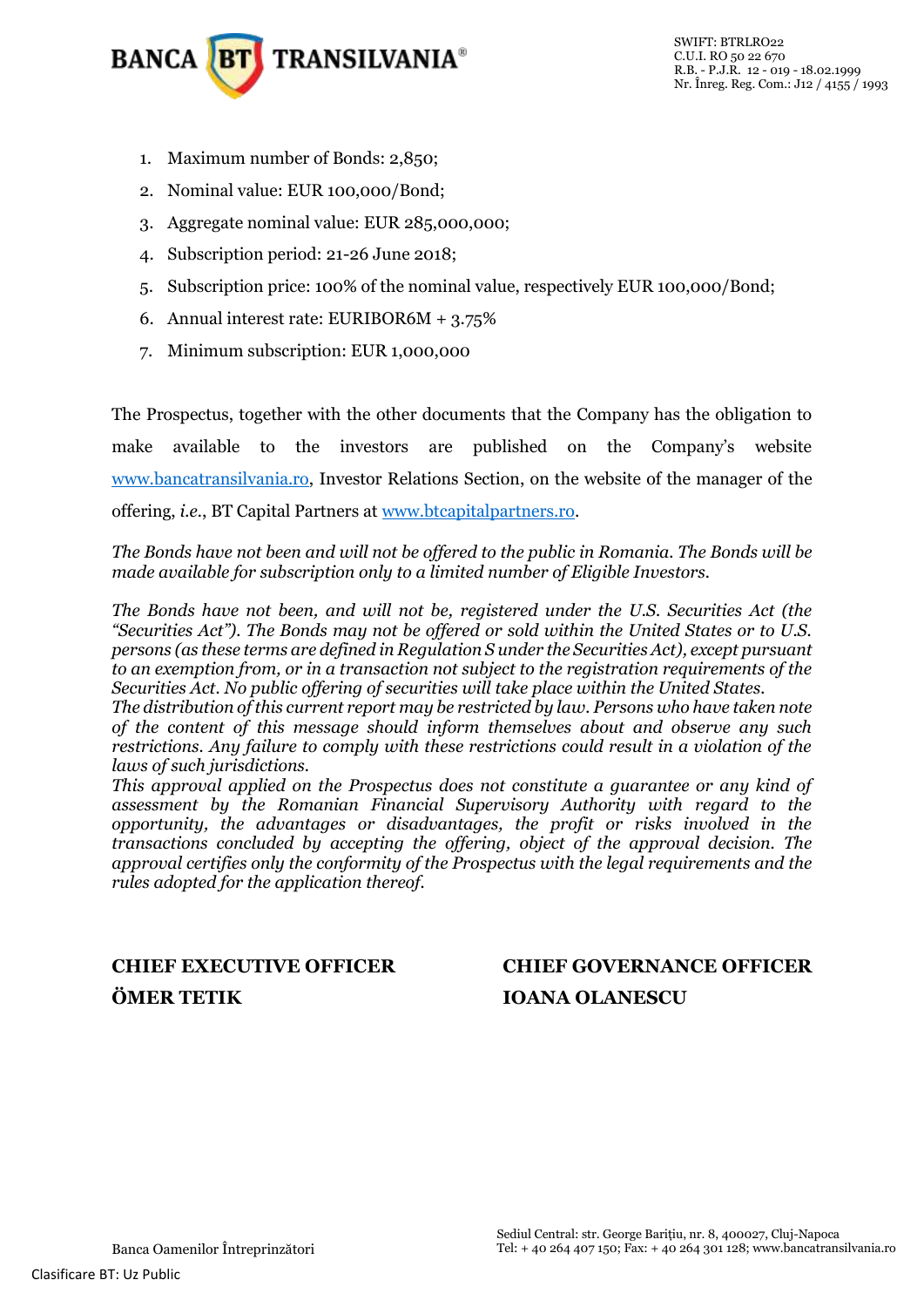1. Maximum number of Bonds: 2,850;
2. Nominal value: EUR 100,000/Bond;
3. Aggregate nominal value: EUR 285,000,000;
4. Subscription period: 21-26 June 2018;
5. Subscription price: 100% of the nominal value, respectively EUR 100,000/Bond;
6. Annual interest rate: EURIBOR6M + 3.75%
7. Minimum subscription: EUR 1,000,000

The Prospectus, together with the other documents that the Company has the obligation to make available to the investors are published on the Company's website www.bancatransilvania.ro, Investor Relations Section, on the website of the manager of the offering, *i.e.*, BT Capital Partners at www.btcapitalpartners.ro.

*The Bonds have not been and will not be offered to the public in Romania. The Bonds will be made available for subscription only to a limited number of Eligible Investors.*

*The Bonds have not been, and will not be, registered under the U.S. Securities Act (the "Securities Act"). The Bonds may not be offered or sold within the United States or to U.S. persons (as these terms are defined in Regulation S under the Securities Act), except pursuant to an exemption from, or in a transaction not subject to the registration requirements of the Securities Act. No public offering of securities will take place within the United States.*

*The distribution of this current report may be restricted by law. Persons who have taken note of the content of this message should inform themselves about and observe any such restrictions. Any failure to comply with these restrictions could result in a violation of the laws of such jurisdictions.*

*This approval applied on the Prospectus does not constitute a guarantee or any kind of assessment by the Romanian Financial Supervisory Authority with regard to the opportunity, the advantages or disadvantages, the profit or risks involved in the transactions concluded by accepting the offering, object of the approval decision. The approval certifies only the conformity of the Prospectus with the legal requirements and the rules adopted for the application thereof.*

**CHIEF EXECUTIVE OFFICER**
**ÖMER TETIK**

**CHIEF GOVERNANCE OFFICER**
**IOANA OLANESCU**